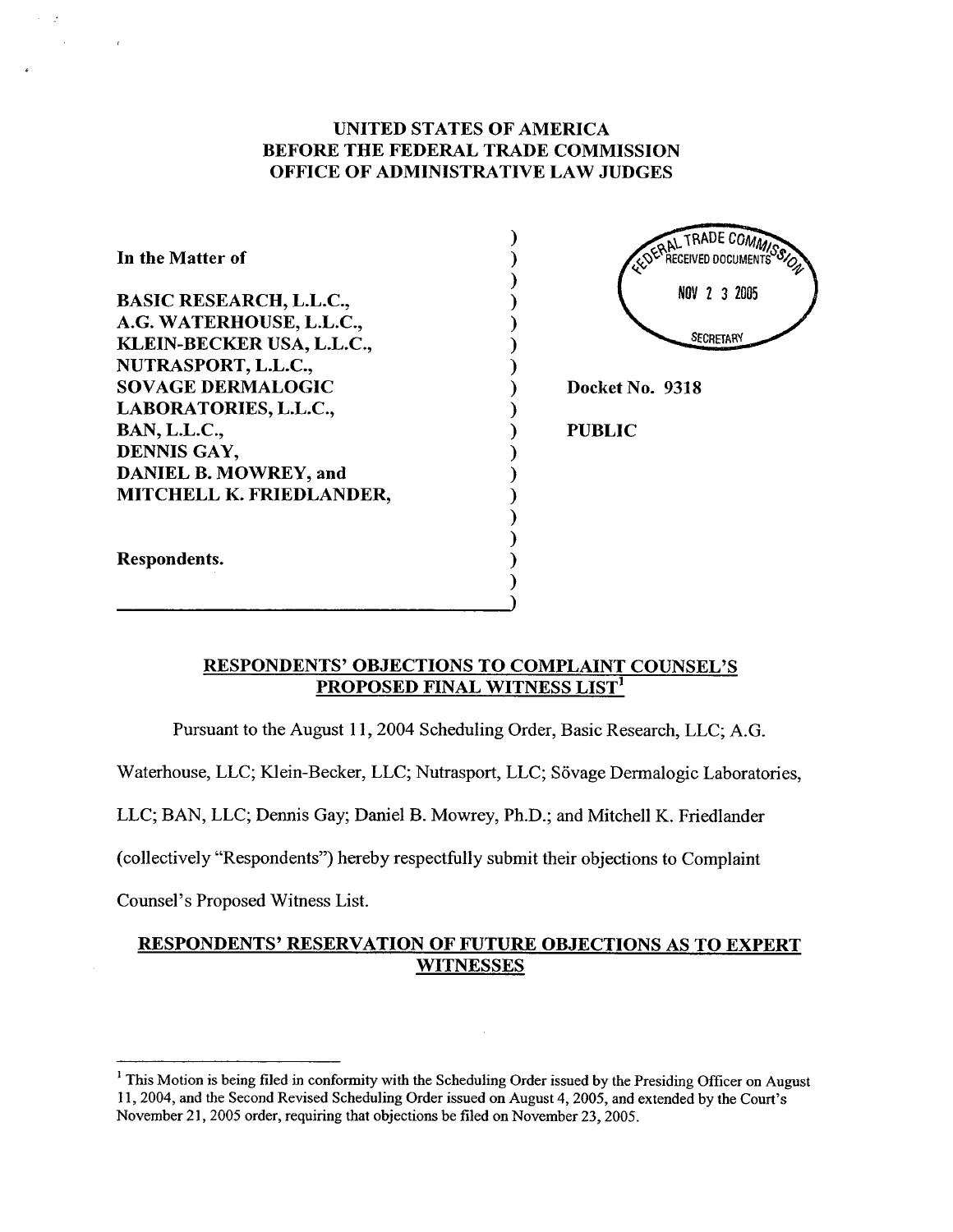# UNITED STATES OF AMERICA
# BEFORE THE FEDERAL TRADE COMMISSION
# OFFICE OF ADMINISTRATIVE LAW JUDGES

In the Matter of

BASIC RESEARCH, L.L.C.,
A.G. WATERHOUSE, L.L.C.,
KLEIN-BECKER USA, L.L.C.,
NUTRASPORT, L.L.C.,
SOVAGE DERMALOGIC LABORATORIES, L.L.C.,
BAN, L.L.C.,
DENNIS GAY,
DANIEL B. MOWREY, and
MITCHELL K. FRIEDLANDER,

Respondents.

FEDERAL TRADE COMMISSION RECEIVED DOCUMENTS NOV 23 2005 SECRETARY

**Docket No. 9318**

**PUBLIC**

## RESPONDENTS' OBJECTIONS TO COMPLAINT COUNSEL'S PROPOSED FINAL WITNESS LIST[1]

Pursuant to the August 11, 2004 Scheduling Order, Basic Research, LLC; A.G. Waterhouse, LLC; Klein-Becker, LLC; Nutrasport, LLC; Sövage Dermalogic Laboratories, LLC; BAN, LLC; Dennis Gay; Daniel B. Mowrey, Ph.D.; and Mitchell K. Friedlander (collectively "Respondents") hereby respectfully submit their objections to Complaint Counsel's Proposed Witness List.

## RESPONDENTS' RESERVATION OF FUTURE OBJECTIONS AS TO EXPERT WITNESSES

[1] This Motion is being filed in conformity with the Scheduling Order issued by the Presiding Officer on August 11, 2004, and the Second Revised Scheduling Order issued on August 4, 2005, and extended by the Court's November 21, 2005 order, requiring that objections be filed on November 23, 2005.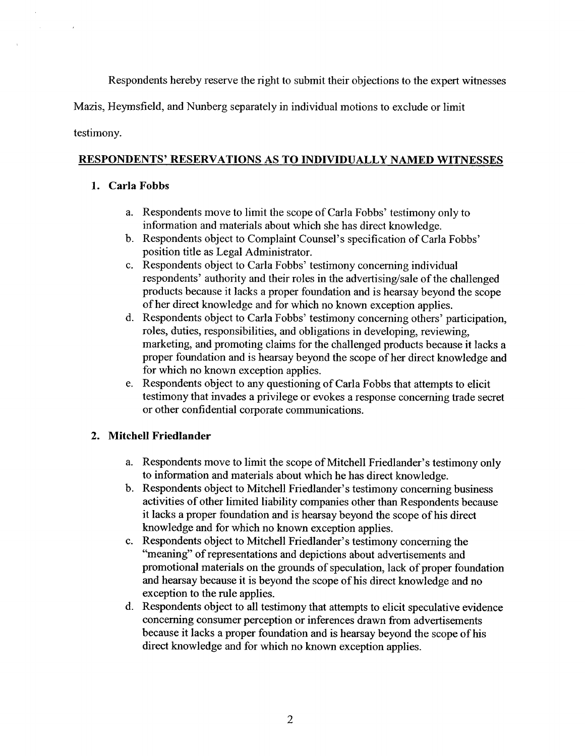Respondents hereby reserve the right to submit their objections to the expert witnesses Mazis, Heymsfield, and Nunberg separately in individual motions to exclude or limit testimony.

## RESPONDENTS' RESERVATIONS AS TO INDIVIDUALLY NAMED WITNESSES

### 1. Carla Fobbs

a. Respondents move to limit the scope of Carla Fobbs' testimony only to information and materials about which she has direct knowledge.

b. Respondents object to Complaint Counsel's specification of Carla Fobbs' position title as Legal Administrator.

c. Respondents object to Carla Fobbs' testimony concerning individual respondents' authority and their roles in the advertising/sale of the challenged products because it lacks a proper foundation and is hearsay beyond the scope of her direct knowledge and for which no known exception applies.

d. Respondents object to Carla Fobbs' testimony concerning others' participation, roles, duties, responsibilities, and obligations in developing, reviewing, marketing, and promoting claims for the challenged products because it lacks a proper foundation and is hearsay beyond the scope of her direct knowledge and for which no known exception applies.

e. Respondents object to any questioning of Carla Fobbs that attempts to elicit testimony that invades a privilege or evokes a response concerning trade secret or other confidential corporate communications.

### 2. Mitchell Friedlander

a. Respondents move to limit the scope of Mitchell Friedlander's testimony only to information and materials about which he has direct knowledge.

b. Respondents object to Mitchell Friedlander's testimony concerning business activities of other limited liability companies other than Respondents because it lacks a proper foundation and is hearsay beyond the scope of his direct knowledge and for which no known exception applies.

c. Respondents object to Mitchell Friedlander's testimony concerning the "meaning" of representations and depictions about advertisements and promotional materials on the grounds of speculation, lack of proper foundation and hearsay because it is beyond the scope of his direct knowledge and no exception to the rule applies.

d. Respondents object to all testimony that attempts to elicit speculative evidence concerning consumer perception or inferences drawn from advertisements because it lacks a proper foundation and is hearsay beyond the scope of his direct knowledge and for which no known exception applies.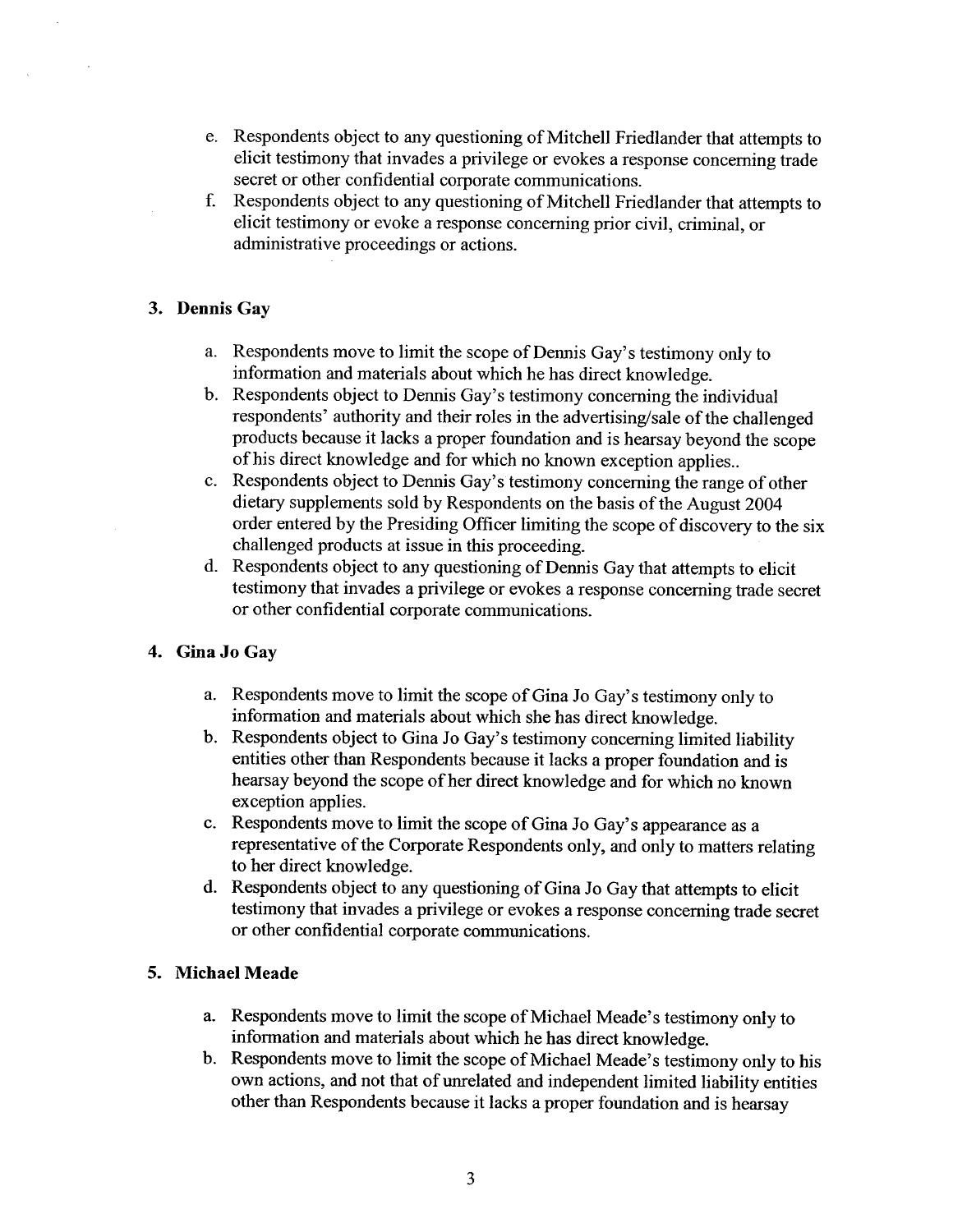e. Respondents object to any questioning of Mitchell Friedlander that attempts to elicit testimony that invades a privilege or evokes a response concerning trade secret or other confidential corporate communications.

f. Respondents object to any questioning of Mitchell Friedlander that attempts to elicit testimony or evoke a response concerning prior civil, criminal, or administrative proceedings or actions.

### 3. Dennis Gay

a. Respondents move to limit the scope of Dennis Gay's testimony only to information and materials about which he has direct knowledge.

b. Respondents object to Dennis Gay's testimony concerning the individual respondents' authority and their roles in the advertising/sale of the challenged products because it lacks a proper foundation and is hearsay beyond the scope of his direct knowledge and for which no known exception applies..

c. Respondents object to Dennis Gay's testimony concerning the range of other dietary supplements sold by Respondents on the basis of the August 2004 order entered by the Presiding Officer limiting the scope of discovery to the six challenged products at issue in this proceeding.

d. Respondents object to any questioning of Dennis Gay that attempts to elicit testimony that invades a privilege or evokes a response concerning trade secret or other confidential corporate communications.

### 4. Gina Jo Gay

a. Respondents move to limit the scope of Gina Jo Gay's testimony only to information and materials about which she has direct knowledge.

b. Respondents object to Gina Jo Gay's testimony concerning limited liability entities other than Respondents because it lacks a proper foundation and is hearsay beyond the scope of her direct knowledge and for which no known exception applies.

c. Respondents move to limit the scope of Gina Jo Gay's appearance as a representative of the Corporate Respondents only, and only to matters relating to her direct knowledge.

d. Respondents object to any questioning of Gina Jo Gay that attempts to elicit testimony that invades a privilege or evokes a response concerning trade secret or other confidential corporate communications.

### 5. Michael Meade

a. Respondents move to limit the scope of Michael Meade's testimony only to information and materials about which he has direct knowledge.

b. Respondents move to limit the scope of Michael Meade's testimony only to his own actions, and not that of unrelated and independent limited liability entities other than Respondents because it lacks a proper foundation and is hearsay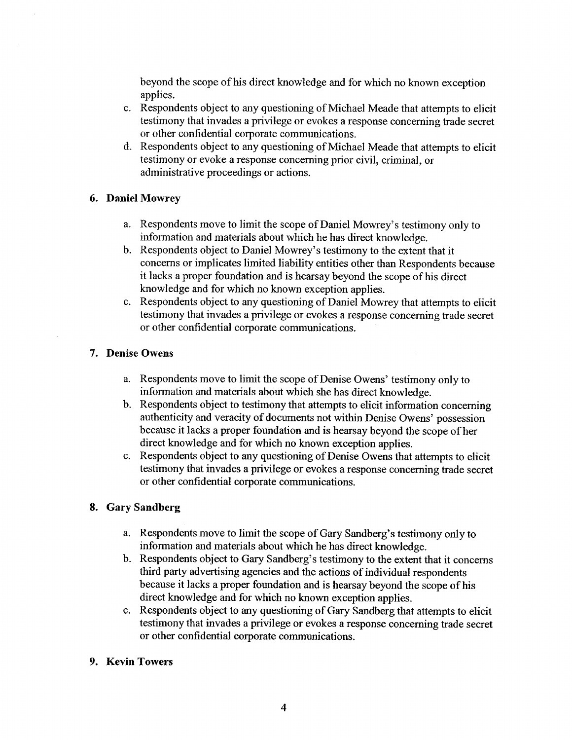beyond the scope of his direct knowledge and for which no known exception applies.

c. Respondents object to any questioning of Michael Meade that attempts to elicit testimony that invades a privilege or evokes a response concerning trade secret or other confidential corporate communications.

d. Respondents object to any questioning of Michael Meade that attempts to elicit testimony or evoke a response concerning prior civil, criminal, or administrative proceedings or actions.

**6. Daniel Mowrey**

a. Respondents move to limit the scope of Daniel Mowrey's testimony only to information and materials about which he has direct knowledge.

b. Respondents object to Daniel Mowrey's testimony to the extent that it concerns or implicates limited liability entities other than Respondents because it lacks a proper foundation and is hearsay beyond the scope of his direct knowledge and for which no known exception applies.

c. Respondents object to any questioning of Daniel Mowrey that attempts to elicit testimony that invades a privilege or evokes a response concerning trade secret or other confidential corporate communications.

**7. Denise Owens**

a. Respondents move to limit the scope of Denise Owens' testimony only to information and materials about which she has direct knowledge.

b. Respondents object to testimony that attempts to elicit information concerning authenticity and veracity of documents not within Denise Owens' possession because it lacks a proper foundation and is hearsay beyond the scope of her direct knowledge and for which no known exception applies.

c. Respondents object to any questioning of Denise Owens that attempts to elicit testimony that invades a privilege or evokes a response concerning trade secret or other confidential corporate communications.

**8. Gary Sandberg**

a. Respondents move to limit the scope of Gary Sandberg's testimony only to information and materials about which he has direct knowledge.

b. Respondents object to Gary Sandberg's testimony to the extent that it concerns third party advertising agencies and the actions of individual respondents because it lacks a proper foundation and is hearsay beyond the scope of his direct knowledge and for which no known exception applies.

c. Respondents object to any questioning of Gary Sandberg that attempts to elicit testimony that invades a privilege or evokes a response concerning trade secret or other confidential corporate communications.

**9. Kevin Towers**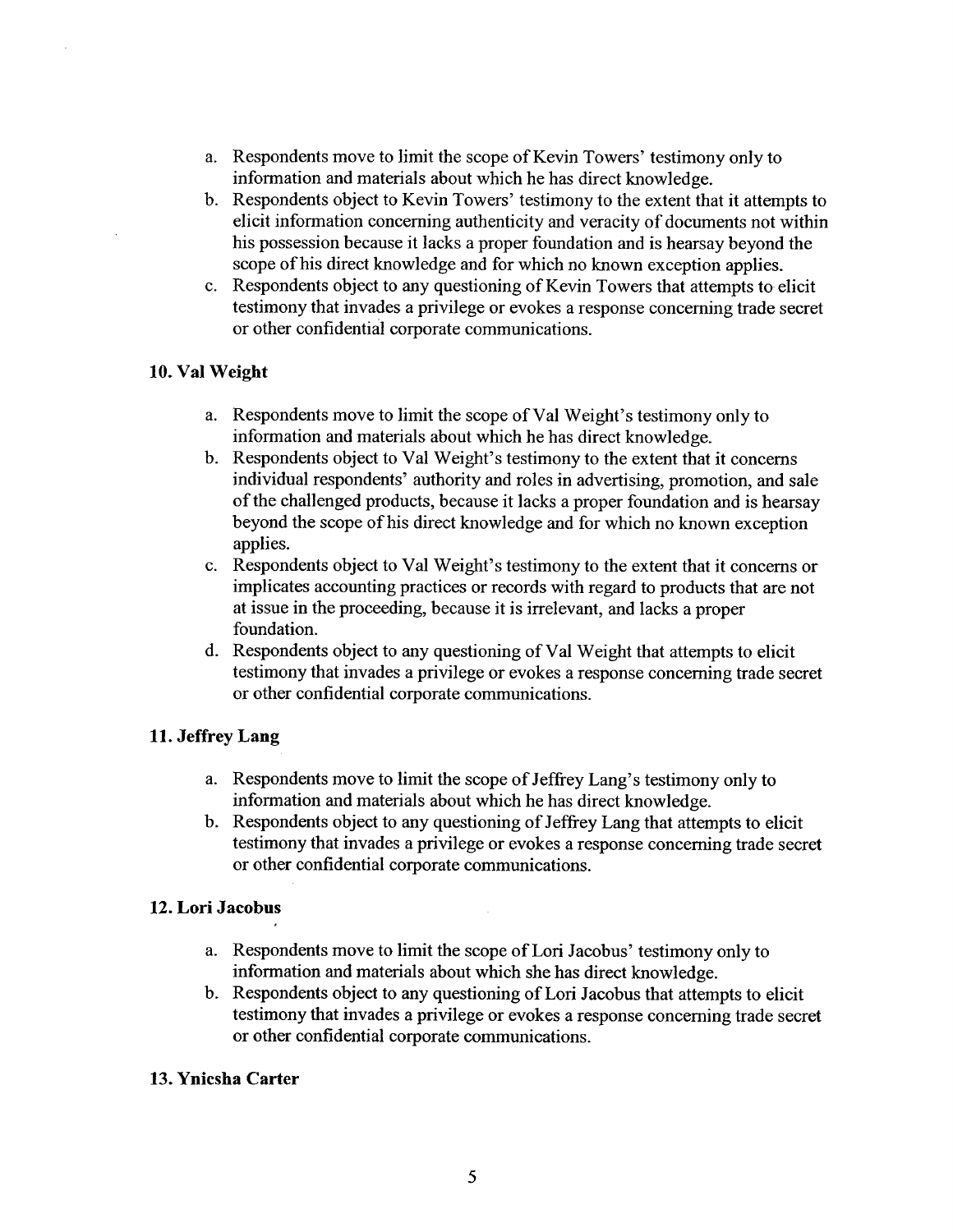a. Respondents move to limit the scope of Kevin Towers' testimony only to information and materials about which he has direct knowledge.
b. Respondents object to Kevin Towers' testimony to the extent that it attempts to elicit information concerning authenticity and veracity of documents not within his possession because it lacks a proper foundation and is hearsay beyond the scope of his direct knowledge and for which no known exception applies.
c. Respondents object to any questioning of Kevin Towers that attempts to elicit testimony that invades a privilege or evokes a response concerning trade secret or other confidential corporate communications.

**10. Val Weight**

a. Respondents move to limit the scope of Val Weight's testimony only to information and materials about which he has direct knowledge.
b. Respondents object to Val Weight's testimony to the extent that it concerns individual respondents' authority and roles in advertising, promotion, and sale of the challenged products, because it lacks a proper foundation and is hearsay beyond the scope of his direct knowledge and for which no known exception applies.
c. Respondents object to Val Weight's testimony to the extent that it concerns or implicates accounting practices or records with regard to products that are not at issue in the proceeding, because it is irrelevant, and lacks a proper foundation.
d. Respondents object to any questioning of Val Weight that attempts to elicit testimony that invades a privilege or evokes a response concerning trade secret or other confidential corporate communications.

**11. Jeffrey Lang**

a. Respondents move to limit the scope of Jeffrey Lang's testimony only to information and materials about which he has direct knowledge.
b. Respondents object to any questioning of Jeffrey Lang that attempts to elicit testimony that invades a privilege or evokes a response concerning trade secret or other confidential corporate communications.

**12. Lori Jacobus**

a. Respondents move to limit the scope of Lori Jacobus' testimony only to information and materials about which she has direct knowledge.
b. Respondents object to any questioning of Lori Jacobus that attempts to elicit testimony that invades a privilege or evokes a response concerning trade secret or other confidential corporate communications.

**13. Ynicsha Carter**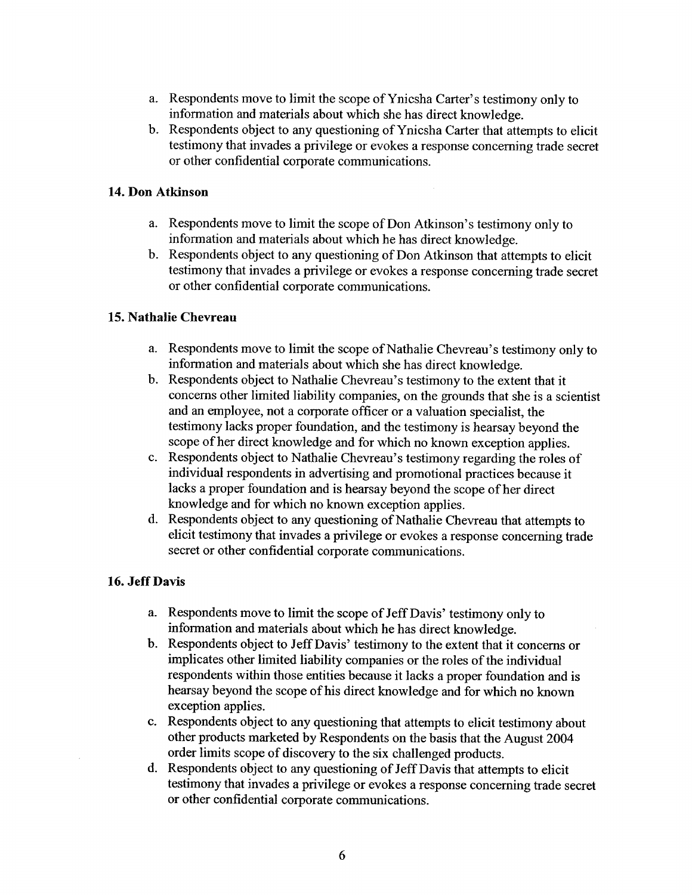a. Respondents move to limit the scope of Ynicsha Carter's testimony only to information and materials about which she has direct knowledge.
b. Respondents object to any questioning of Ynicsha Carter that attempts to elicit testimony that invades a privilege or evokes a response concerning trade secret or other confidential corporate communications.

### 14. Don Atkinson

a. Respondents move to limit the scope of Don Atkinson's testimony only to information and materials about which he has direct knowledge.
b. Respondents object to any questioning of Don Atkinson that attempts to elicit testimony that invades a privilege or evokes a response concerning trade secret or other confidential corporate communications.

### 15. Nathalie Chevreau

a. Respondents move to limit the scope of Nathalie Chevreau's testimony only to information and materials about which she has direct knowledge.
b. Respondents object to Nathalie Chevreau's testimony to the extent that it concerns other limited liability companies, on the grounds that she is a scientist and an employee, not a corporate officer or a valuation specialist, the testimony lacks proper foundation, and the testimony is hearsay beyond the scope of her direct knowledge and for which no known exception applies.
c. Respondents object to Nathalie Chevreau's testimony regarding the roles of individual respondents in advertising and promotional practices because it lacks a proper foundation and is hearsay beyond the scope of her direct knowledge and for which no known exception applies.
d. Respondents object to any questioning of Nathalie Chevreau that attempts to elicit testimony that invades a privilege or evokes a response concerning trade secret or other confidential corporate communications.

### 16. Jeff Davis

a. Respondents move to limit the scope of Jeff Davis' testimony only to information and materials about which he has direct knowledge.
b. Respondents object to Jeff Davis' testimony to the extent that it concerns or implicates other limited liability companies or the roles of the individual respondents within those entities because it lacks a proper foundation and is hearsay beyond the scope of his direct knowledge and for which no known exception applies.
c. Respondents object to any questioning that attempts to elicit testimony about other products marketed by Respondents on the basis that the August 2004 order limits scope of discovery to the six challenged products.
d. Respondents object to any questioning of Jeff Davis that attempts to elicit testimony that invades a privilege or evokes a response concerning trade secret or other confidential corporate communications.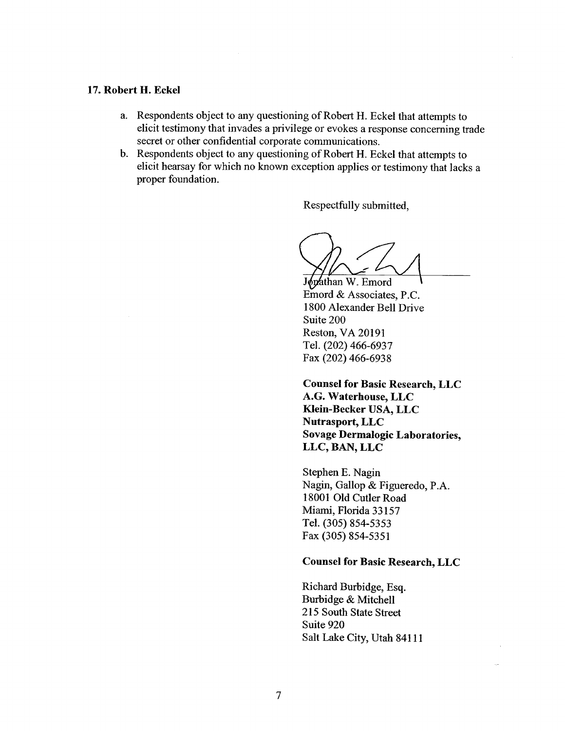### 17. Robert H. Eckel

a. Respondents object to any questioning of Robert H. Eckel that attempts to elicit testimony that invades a privilege or evokes a response concerning trade secret or other confidential corporate communications.
b. Respondents object to any questioning of Robert H. Eckel that attempts to elicit hearsay for which no known exception applies or testimony that lacks a proper foundation.

Respectfully submitted,

Jonathan W. Emord
Emord & Associates, P.C.
1800 Alexander Bell Drive
Suite 200
Reston, VA 20191
Tel. (202) 466-6937
Fax (202) 466-6938

**Counsel for Basic Research, LLC**
**A.G. Waterhouse, LLC**
**Klein-Becker USA, LLC**
**Nutrasport, LLC**
**Sovage Dermalogic Laboratories, LLC, BAN, LLC**

Stephen E. Nagin
Nagin, Gallop & Figueredo, P.A.
18001 Old Cutler Road
Miami, Florida 33157
Tel. (305) 854-5353
Fax (305) 854-5351

**Counsel for Basic Research, LLC**

Richard Burbidge, Esq.
Burbidge & Mitchell
215 South State Street
Suite 920
Salt Lake City, Utah 84111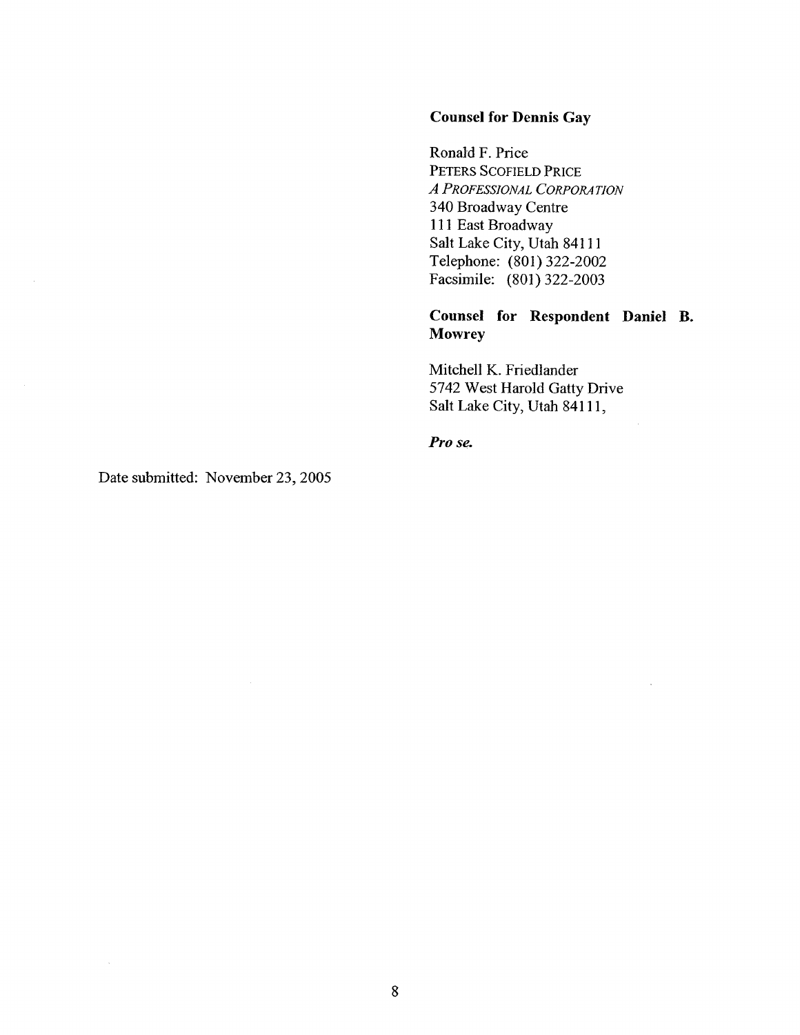**Counsel for Dennis Gay**

Ronald F. Price
PETERS SCOFIELD PRICE
*A PROFESSIONAL CORPORATION*
340 Broadway Centre
111 East Broadway
Salt Lake City, Utah 84111
Telephone: (801) 322-2002
Facsimile: (801) 322-2003

**Counsel for Respondent Daniel B. Mowrey**

Mitchell K. Friedlander
5742 West Harold Gatty Drive
Salt Lake City, Utah 84111,

***Pro se.***

Date submitted: November 23, 2005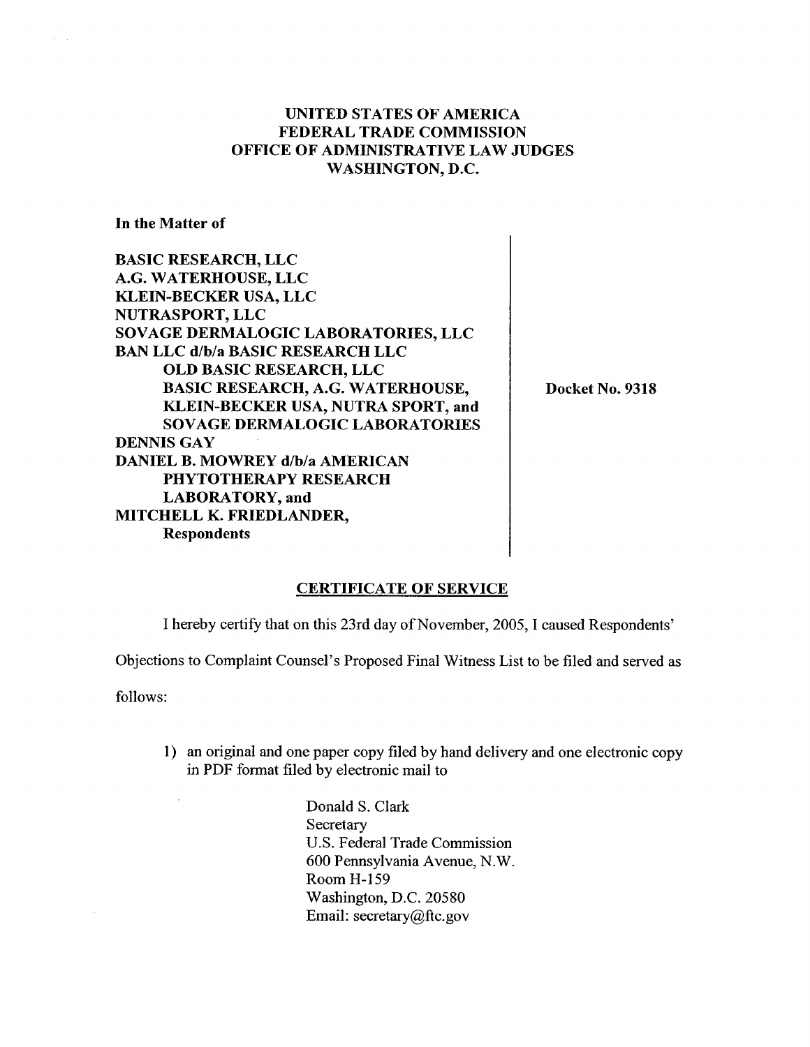**UNITED STATES OF AMERICA**
**FEDERAL TRADE COMMISSION**
**OFFICE OF ADMINISTRATIVE LAW JUDGES**
**WASHINGTON, D.C.**

**In the Matter of**

**BASIC RESEARCH, LLC**
**A.G. WATERHOUSE, LLC**
**KLEIN-BECKER USA, LLC**
**NUTRASPORT, LLC**
**SOVAGE DERMALOGIC LABORATORIES, LLC**
**BAN LLC d/b/a BASIC RESEARCH LLC**
**OLD BASIC RESEARCH, LLC**
**BASIC RESEARCH, A.G. WATERHOUSE, KLEIN-BECKER USA, NUTRA SPORT, and SOVAGE DERMALOGIC LABORATORIES**
**DENNIS GAY**
**DANIEL B. MOWREY d/b/a AMERICAN PHYTOTHERAPY RESEARCH LABORATORY, and**
**MITCHELL K. FRIEDLANDER,**
**Respondents**

**Docket No. 9318**

## CERTIFICATE OF SERVICE

I hereby certify that on this 23rd day of November, 2005, I caused Respondents' Objections to Complaint Counsel's Proposed Final Witness List to be filed and served as follows:

1) an original and one paper copy filed by hand delivery and one electronic copy in PDF format filed by electronic mail to

Donald S. Clark
Secretary
U.S. Federal Trade Commission
600 Pennsylvania Avenue, N.W.
Room H-159
Washington, D.C. 20580
Email: secretary@ftc.gov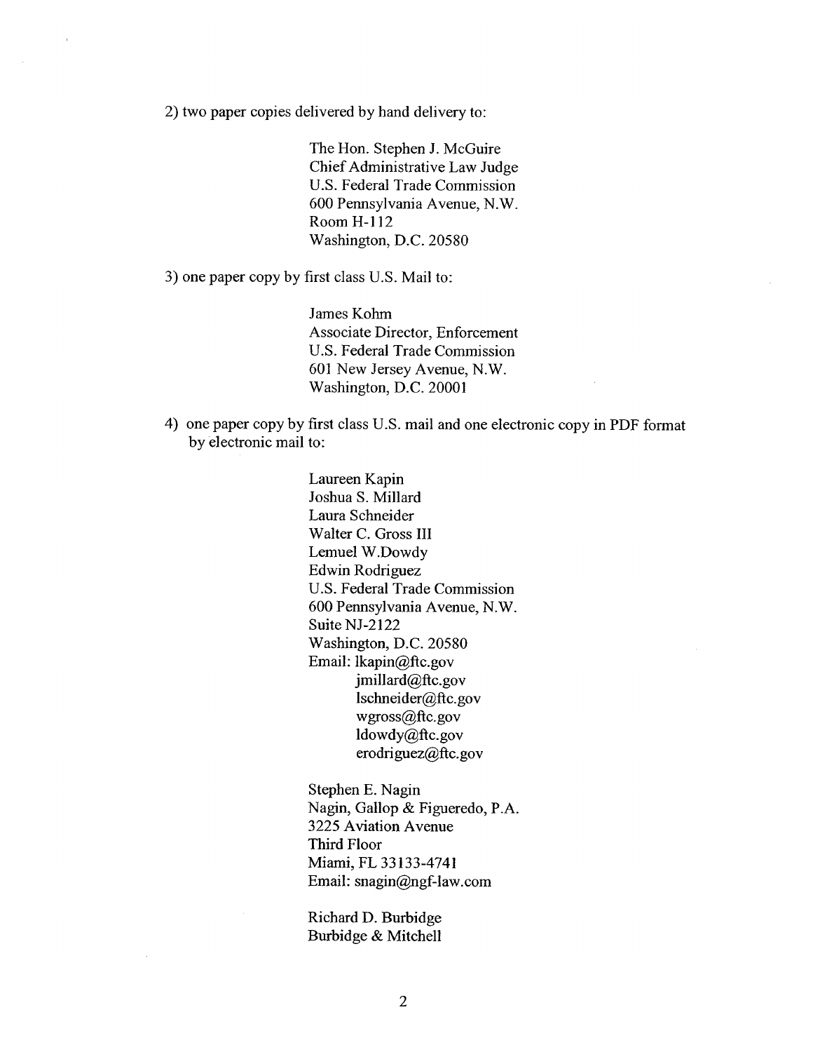2) two paper copies delivered by hand delivery to:

The Hon. Stephen J. McGuire
Chief Administrative Law Judge
U.S. Federal Trade Commission
600 Pennsylvania Avenue, N.W.
Room H-112
Washington, D.C. 20580

3) one paper copy by first class U.S. Mail to:

James Kohm
Associate Director, Enforcement
U.S. Federal Trade Commission
601 New Jersey Avenue, N.W.
Washington, D.C. 20001

4) one paper copy by first class U.S. mail and one electronic copy in PDF format by electronic mail to:

Laureen Kapin
Joshua S. Millard
Laura Schneider
Walter C. Gross III
Lemuel W.Dowdy
Edwin Rodriguez
U.S. Federal Trade Commission
600 Pennsylvania Avenue, N.W.
Suite NJ-2122
Washington, D.C. 20580
Email: lkapin@ftc.gov
jmillard@ftc.gov
lschneider@ftc.gov
wgross@ftc.gov
ldowdy@ftc.gov
erodriguez@ftc.gov

Stephen E. Nagin
Nagin, Gallop & Figueredo, P.A.
3225 Aviation Avenue
Third Floor
Miami, FL 33133-4741
Email: snagin@ngf-law.com

Richard D. Burbidge
Burbidge & Mitchell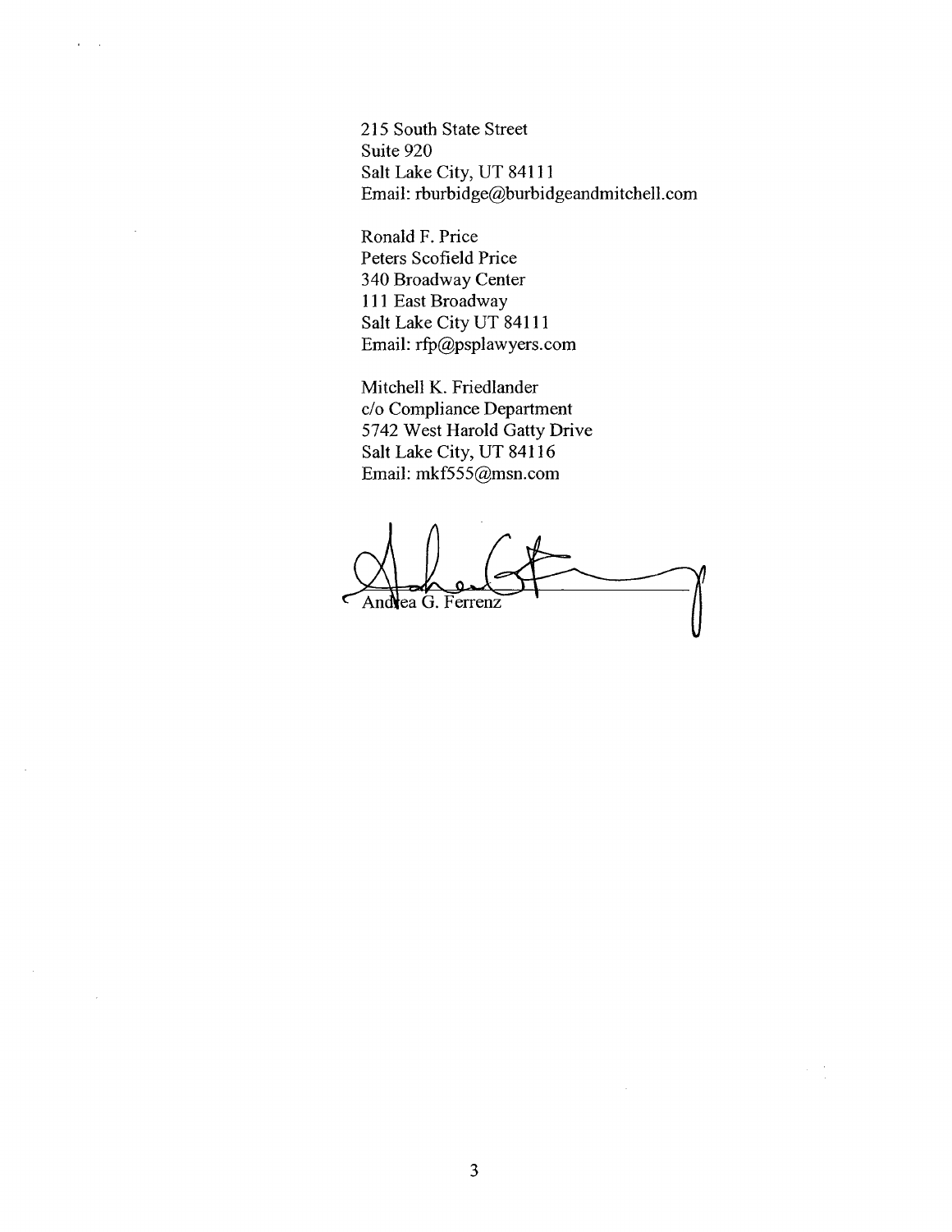215 South State Street
Suite 920
Salt Lake City, UT 84111
Email: rburbidge@burbidgeandmitchell.com

Ronald F. Price
Peters Scofield Price
340 Broadway Center
111 East Broadway
Salt Lake City UT 84111
Email: rfp@psplawyers.com

Mitchell K. Friedlander
c/o Compliance Department
5742 West Harold Gatty Drive
Salt Lake City, UT 84116
Email: mkf555@msn.com

Andrea G. Ferrenz